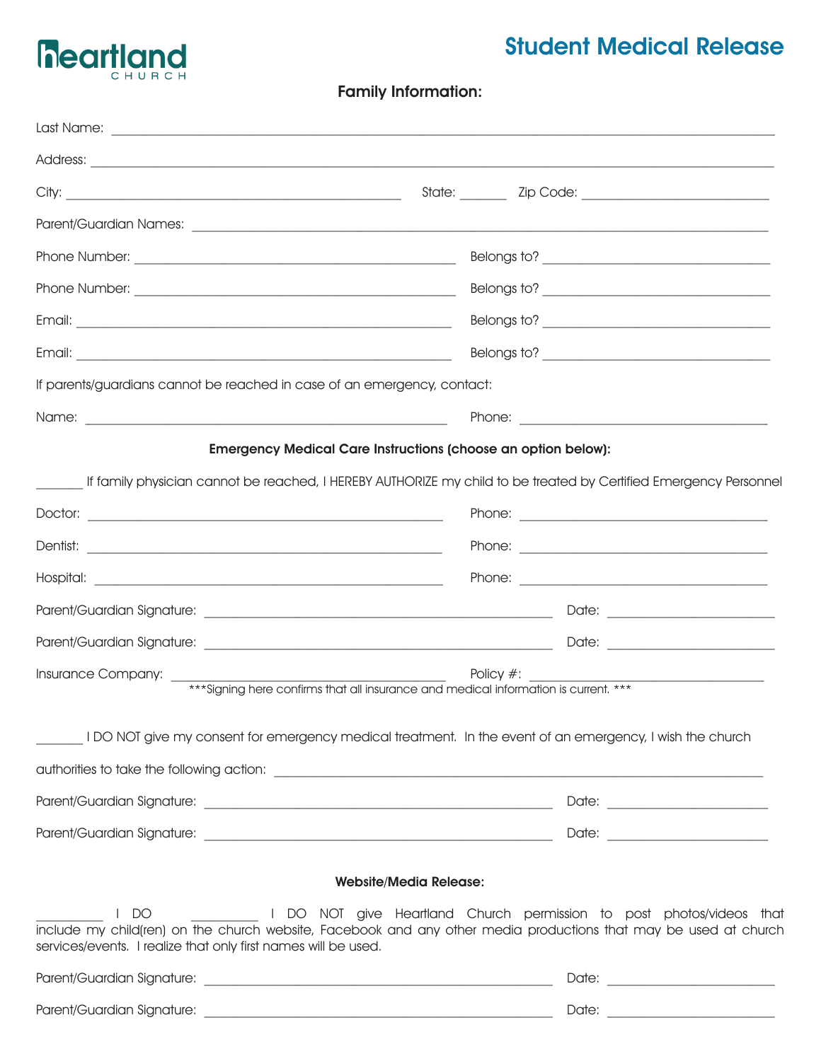**heartland**
CHURCH

# Student Medical Release

### Family Information:

Last Name: ______________________________________________________________

Address: ______________________________________________________________

City: ______________________________ State: _______ Zip Code: ____________________

Parent/Guardian Names: ______________________________________________________

Phone Number: ______________________________ Belongs to? ______________________

Phone Number: ______________________________ Belongs to? ______________________

Email: ______________________________ Belongs to? ______________________

Email: ______________________________ Belongs to? ______________________

If parents/guardians cannot be reached in case of an emergency, contact:

Name: ______________________________ Phone: ______________________

**Emergency Medical Care Instructions (choose an option below):**

_______ If family physician cannot be reached, I HEREBY AUTHORIZE my child to be treated by Certified Emergency Personnel

Doctor: ______________________________ Phone: ______________________

Dentist: ______________________________ Phone: ______________________

Hospital: ______________________________ Phone: ______________________

Parent/Guardian Signature: ______________________________ Date: ______________________

Parent/Guardian Signature: ______________________________ Date: ______________________

Insurance Company: ______________________________ Policy #: ______________________

***Signing here confirms that all insurance and medical information is current. ***

_______ I DO NOT give my consent for emergency medical treatment. In the event of an emergency, I wish the church authorities to take the following action: ______________________________________________

Parent/Guardian Signature: ______________________________ Date: ______________________

Parent/Guardian Signature: ______________________________ Date: ______________________

**Website/Media Release:**

__________ I DO __________ I DO NOT give Heartland Church permission to post photos/videos that include my child(ren) on the church website, Facebook and any other media productions that may be used at church services/events. I realize that only first names will be used.

Parent/Guardian Signature: ______________________________ Date: ______________________

Parent/Guardian Signature: ______________________________ Date: ______________________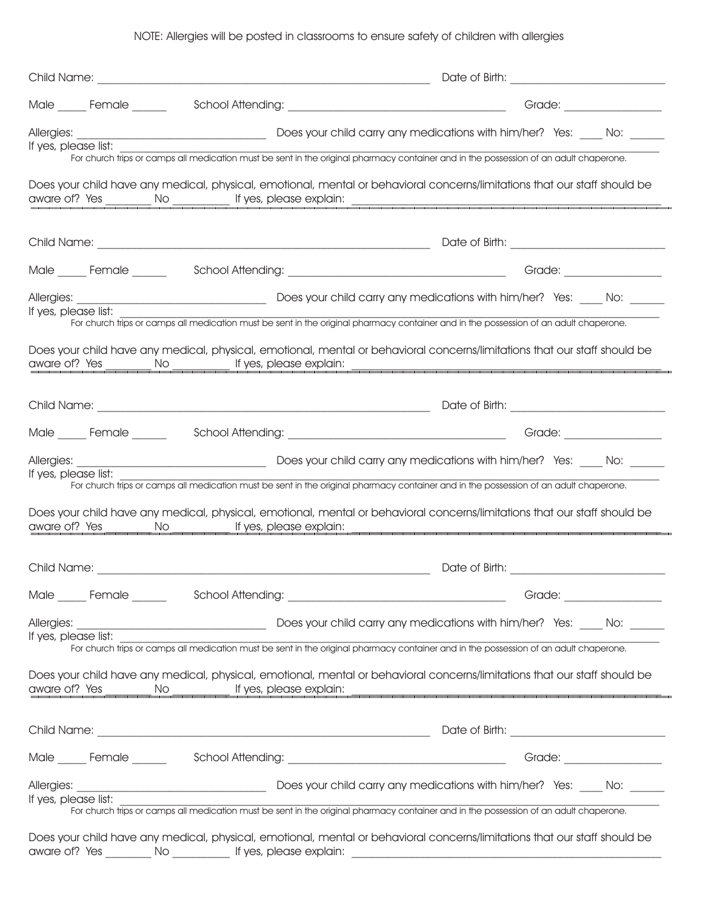NOTE: Allergies will be posted in classrooms to ensure safety of children with allergies

Child Name: ______________________________________________ Date of Birth: ______________________

Male _____ Female ______ School Attending: ________________________________ Grade: _______________

Allergies: ____________________________ Does your child carry any medications with him/her? Yes: ____ No: ______

If yes, please list: ________________________________________________________________________________

For church trips or camps all medication must be sent in the original pharmacy container and in the possession of an adult chaperone.

Does your child have any medical, physical, emotional, mental or behavioral concerns/limitations that our staff should be aware of? Yes ________ No __________ If yes, please explain: ______________________________________________

---

Child Name: ______________________________________________ Date of Birth: ______________________

Male _____ Female ______ School Attending: ________________________________ Grade: _______________

Allergies: ____________________________ Does your child carry any medications with him/her? Yes: ____ No: ______

If yes, please list: ________________________________________________________________________________

For church trips or camps all medication must be sent in the original pharmacy container and in the possession of an adult chaperone.

Does your child have any medical, physical, emotional, mental or behavioral concerns/limitations that our staff should be aware of? Yes ________ No __________ If yes, please explain: ______________________________________________

---

Child Name: ______________________________________________ Date of Birth: ______________________

Male _____ Female ______ School Attending: ________________________________ Grade: _______________

Allergies: ____________________________ Does your child carry any medications with him/her? Yes: ____ No: ______

If yes, please list: ________________________________________________________________________________

For church trips or camps all medication must be sent in the original pharmacy container and in the possession of an adult chaperone.

Does your child have any medical, physical, emotional, mental or behavioral concerns/limitations that our staff should be aware of? Yes ________ No __________ If yes, please explain: ______________________________________________

---

Child Name: ______________________________________________ Date of Birth: ______________________

Male _____ Female ______ School Attending: ________________________________ Grade: _______________

Allergies: ____________________________ Does your child carry any medications with him/her? Yes: ____ No: ______

If yes, please list: ________________________________________________________________________________

For church trips or camps all medication must be sent in the original pharmacy container and in the possession of an adult chaperone.

Does your child have any medical, physical, emotional, mental or behavioral concerns/limitations that our staff should be aware of? Yes ________ No __________ If yes, please explain: ______________________________________________

---

Child Name: ______________________________________________ Date of Birth: ______________________

Male _____ Female ______ School Attending: ________________________________ Grade: _______________

Allergies: ____________________________ Does your child carry any medications with him/her? Yes: ____ No: ______

If yes, please list: ________________________________________________________________________________

For church trips or camps all medication must be sent in the original pharmacy container and in the possession of an adult chaperone.

Does your child have any medical, physical, emotional, mental or behavioral concerns/limitations that our staff should be aware of? Yes ________ No __________ If yes, please explain: ______________________________________________